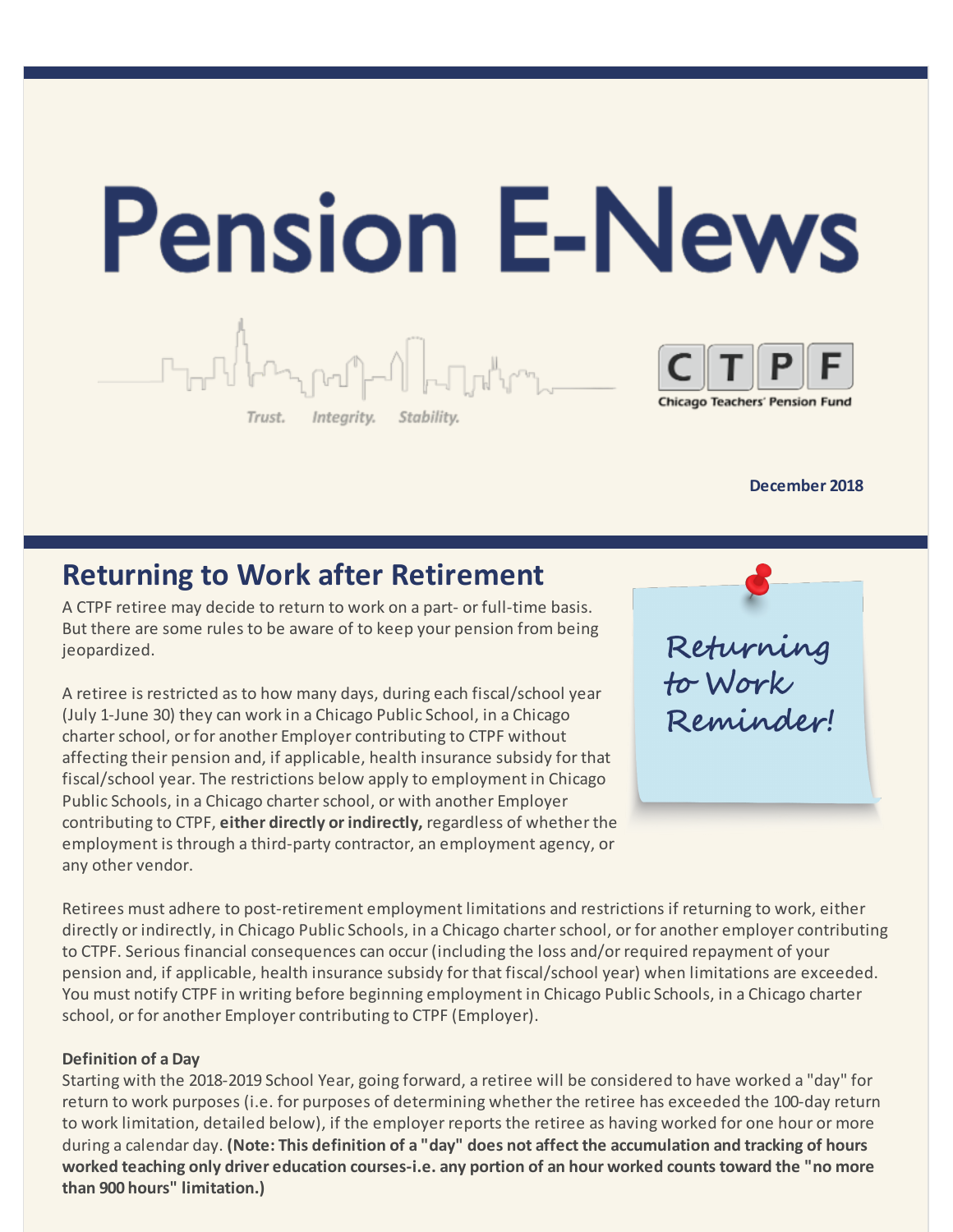# Pension E-News

Trust. Integrity. Stability.

CTPF
Chicago Teachers' Pension Fund

**December 2018**

## Returning to Work after Retirement

Returning to Work Reminder!

A CTPF retiree may decide to return to work on a part- or full-time basis. But there are some rules to be aware of to keep your pension from being jeopardized.

A retiree is restricted as to how many days, during each fiscal/school year (July 1-June 30) they can work in a Chicago Public School, in a Chicago charter school, or for another Employer contributing to CTPF without affecting their pension and, if applicable, health insurance subsidy for that fiscal/school year. The restrictions below apply to employment in Chicago Public Schools, in a Chicago charter school, or with another Employer contributing to CTPF, **either directly or indirectly,** regardless of whether the employment is through a third-party contractor, an employment agency, or any other vendor.

Retirees must adhere to post-retirement employment limitations and restrictions if returning to work, either directly or indirectly, in Chicago Public Schools, in a Chicago charter school, or for another employer contributing to CTPF. Serious financial consequences can occur (including the loss and/or required repayment of your pension and, if applicable, health insurance subsidy for that fiscal/school year) when limitations are exceeded. You must notify CTPF in writing before beginning employment in Chicago Public Schools, in a Chicago charter school, or for another Employer contributing to CTPF (Employer).

**Definition of a Day**

Starting with the 2018-2019 School Year, going forward, a retiree will be considered to have worked a "day" for return to work purposes (i.e. for purposes of determining whether the retiree has exceeded the 100-day return to work limitation, detailed below), if the employer reports the retiree as having worked for one hour or more during a calendar day. **(Note: This definition of a "day" does not affect the accumulation and tracking of hours worked teaching only driver education courses-i.e. any portion of an hour worked counts toward the "no more than 900 hours" limitation.)**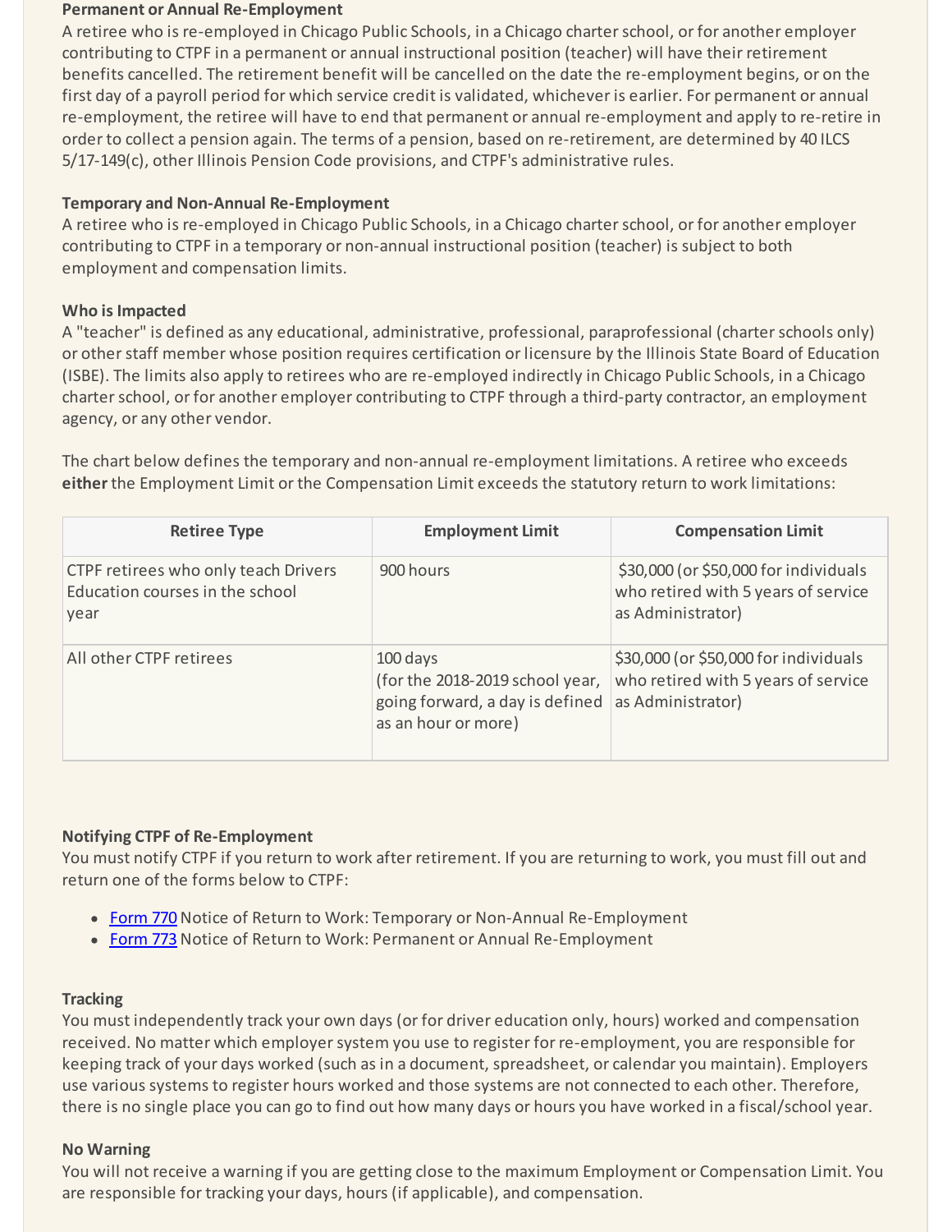**Permanent or Annual Re-Employment**

A retiree who is re-employed in Chicago Public Schools, in a Chicago charter school, or for another employer contributing to CTPF in a permanent or annual instructional position (teacher) will have their retirement benefits cancelled. The retirement benefit will be cancelled on the date the re-employment begins, or on the first day of a payroll period for which service credit is validated, whichever is earlier. For permanent or annual re-employment, the retiree will have to end that permanent or annual re-employment and apply to re-retire in order to collect a pension again. The terms of a pension, based on re-retirement, are determined by 40 ILCS 5/17-149(c), other Illinois Pension Code provisions, and CTPF's administrative rules.

**Temporary and Non-Annual Re-Employment**

A retiree who is re-employed in Chicago Public Schools, in a Chicago charter school, or for another employer contributing to CTPF in a temporary or non-annual instructional position (teacher) is subject to both employment and compensation limits.

**Who is Impacted**

A "teacher" is defined as any educational, administrative, professional, paraprofessional (charter schools only) or other staff member whose position requires certification or licensure by the Illinois State Board of Education (ISBE). The limits also apply to retirees who are re-employed indirectly in Chicago Public Schools, in a Chicago charter school, or for another employer contributing to CTPF through a third-party contractor, an employment agency, or any other vendor.

The chart below defines the temporary and non-annual re-employment limitations. A retiree who exceeds **either** the Employment Limit or the Compensation Limit exceeds the statutory return to work limitations:

| Retiree Type | Employment Limit | Compensation Limit |
|---|---|---|
| CTPF retirees who only teach Drivers Education courses in the school year | 900 hours | $30,000 (or $50,000 for individuals who retired with 5 years of service as Administrator) |
| All other CTPF retirees | 100 days (for the 2018-2019 school year, going forward, a day is defined as an hour or more) | $30,000 (or $50,000 for individuals who retired with 5 years of service as Administrator) |

**Notifying CTPF of Re-Employment**

You must notify CTPF if you return to work after retirement. If you are returning to work, you must fill out and return one of the forms below to CTPF:

- Form 770 Notice of Return to Work: Temporary or Non-Annual Re-Employment
- Form 773 Notice of Return to Work: Permanent or Annual Re-Employment

**Tracking**

You must independently track your own days (or for driver education only, hours) worked and compensation received. No matter which employer system you use to register for re-employment, you are responsible for keeping track of your days worked (such as in a document, spreadsheet, or calendar you maintain). Employers use various systems to register hours worked and those systems are not connected to each other. Therefore, there is no single place you can go to find out how many days or hours you have worked in a fiscal/school year.

**No Warning**

You will not receive a warning if you are getting close to the maximum Employment or Compensation Limit. You are responsible for tracking your days, hours (if applicable), and compensation.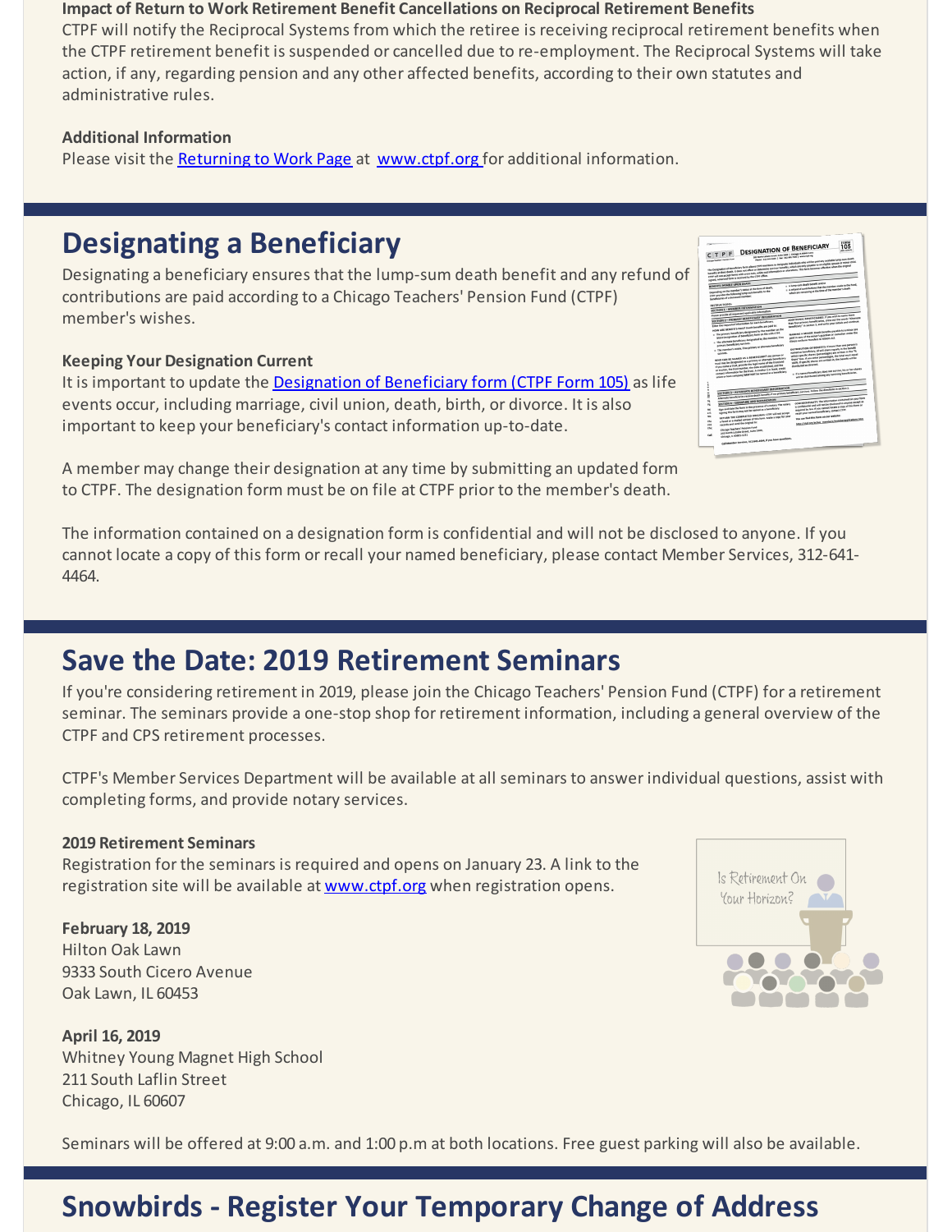**Impact of Return to Work Retirement Benefit Cancellations on Reciprocal Retirement Benefits**
CTPF will notify the Reciprocal Systems from which the retiree is receiving reciprocal retirement benefits when the CTPF retirement benefit is suspended or cancelled due to re-employment. The Reciprocal Systems will take action, if any, regarding pension and any other affected benefits, according to their own statutes and administrative rules.

**Additional Information**
Please visit the [Returning to Work Page](https://www.ctpf.org) at [www.ctpf.org](https://www.ctpf.org) for additional information.

# Designating a Beneficiary

Designating a beneficiary ensures that the lump-sum death benefit and any refund of contributions are paid according to a Chicago Teachers' Pension Fund (CTPF) member's wishes.

**Keeping Your Designation Current**
It is important to update the [Designation of Beneficiary form (CTPF Form 105)](https://www.ctpf.org) as life events occur, including marriage, civil union, death, birth, or divorce. It is also important to keep your beneficiary's contact information up-to-date.

A member may change their designation at any time by submitting an updated form to CTPF. The designation form must be on file at CTPF prior to the member's death.

The information contained on a designation form is confidential and will not be disclosed to anyone. If you cannot locate a copy of this form or recall your named beneficiary, please contact Member Services, 312-641-4464.

# Save the Date: 2019 Retirement Seminars

If you're considering retirement in 2019, please join the Chicago Teachers' Pension Fund (CTPF) for a retirement seminar. The seminars provide a one-stop shop for retirement information, including a general overview of the CTPF and CPS retirement processes.

CTPF's Member Services Department will be available at all seminars to answer individual questions, assist with completing forms, and provide notary services.

**2019 Retirement Seminars**
Registration for the seminars is required and opens on January 23. A link to the registration site will be available at [www.ctpf.org](https://www.ctpf.org) when registration opens.

**February 18, 2019**
Hilton Oak Lawn
9333 South Cicero Avenue
Oak Lawn, IL 60453

**April 16, 2019**
Whitney Young Magnet High School
211 South Laflin Street
Chicago, IL 60607

Seminars will be offered at 9:00 a.m. and 1:00 p.m at both locations. Free guest parking will also be available.

# Snowbirds - Register Your Temporary Change of Address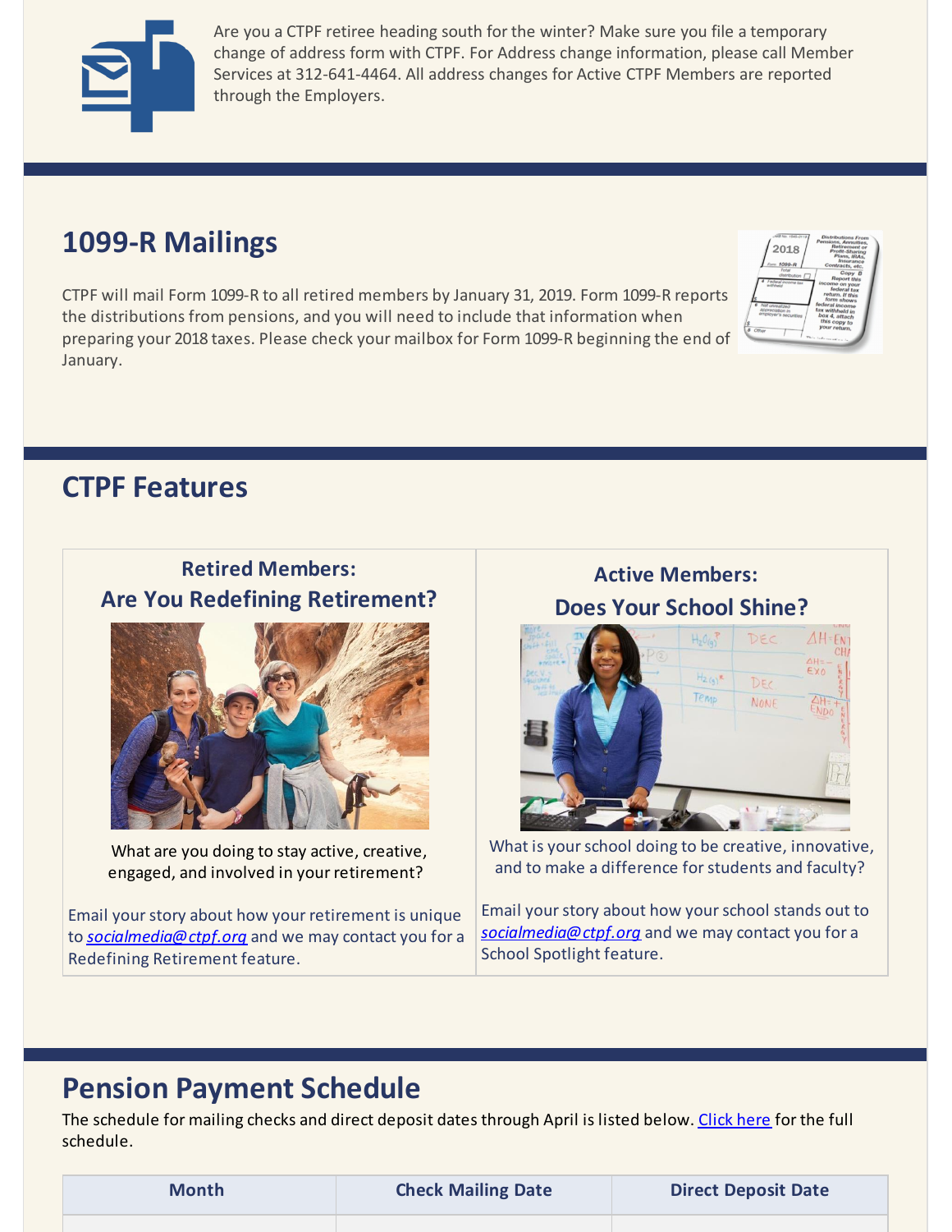Are you a CTPF retiree heading south for the winter? Make sure you file a temporary change of address form with CTPF. For Address change information, please call Member Services at 312-641-4464. All address changes for Active CTPF Members are reported through the Employers.

## 1099-R Mailings

CTPF will mail Form 1099-R to all retired members by January 31, 2019. Form 1099-R reports the distributions from pensions, and you will need to include that information when preparing your 2018 taxes. Please check your mailbox for Form 1099-R beginning the end of January.

## CTPF Features

### Retired Members: Are You Redefining Retirement?

What are you doing to stay active, creative, engaged, and involved in your retirement?

Email your story about how your retirement is unique to *socialmedia@ctpf.org* and we may contact you for a Redefining Retirement feature.

### Active Members: Does Your School Shine?

What is your school doing to be creative, innovative, and to make a difference for students and faculty?

Email your story about how your school stands out to *socialmedia@ctpf.org* and we may contact you for a School Spotlight feature.

## Pension Payment Schedule

The schedule for mailing checks and direct deposit dates through April is listed below. Click here for the full schedule.

| Month | Check Mailing Date | Direct Deposit Date |
| --- | --- | --- |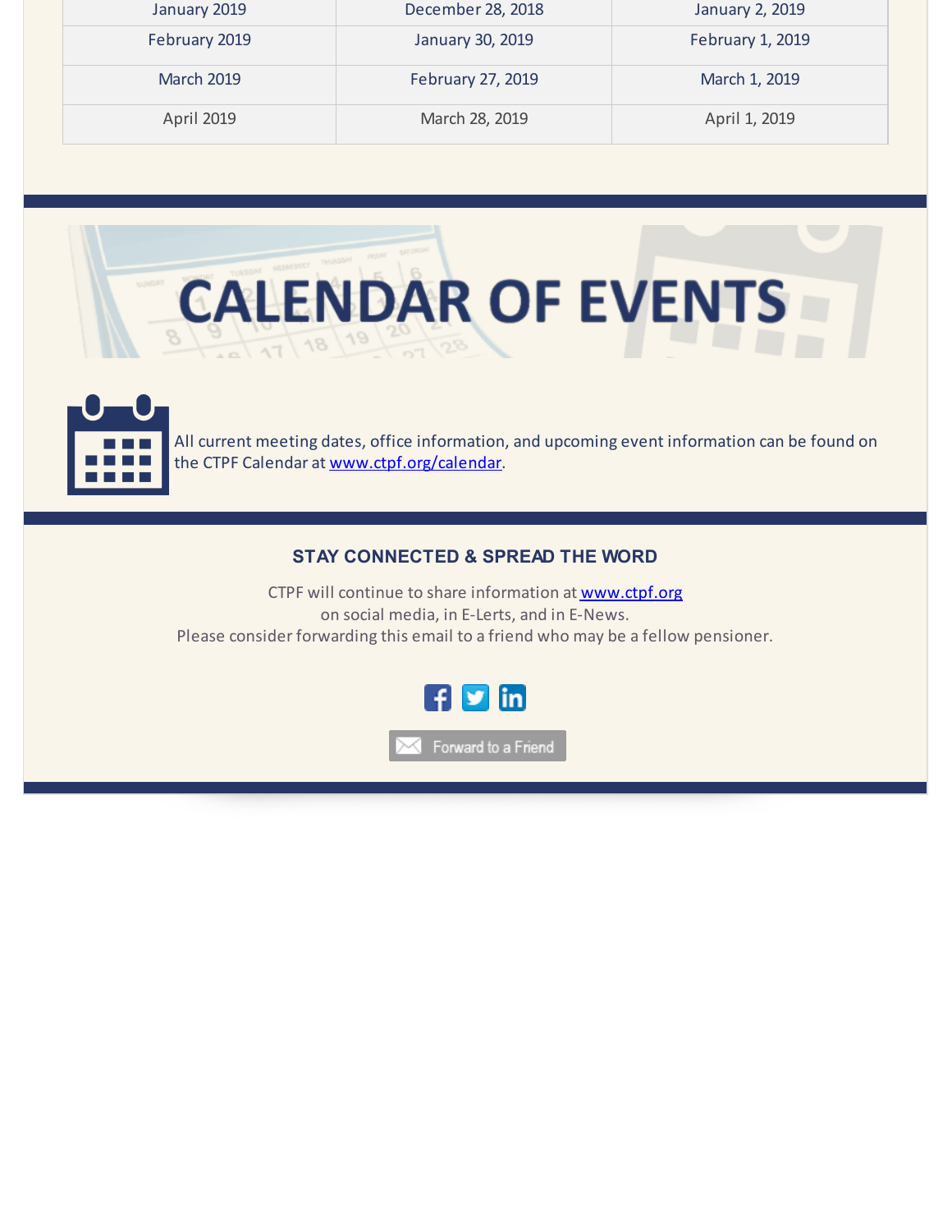| | | |
|---|---|---|
| January 2019 | December 28, 2018 | January 2, 2019 |
| February 2019 | January 30, 2019 | February 1, 2019 |
| March 2019 | February 27, 2019 | March 1, 2019 |
| April 2019 | March 28, 2019 | April 1, 2019 |

# CALENDAR OF EVENTS

All current meeting dates, office information, and upcoming event information can be found on the CTPF Calendar at [www.ctpf.org/calendar](www.ctpf.org/calendar).

## STAY CONNECTED & SPREAD THE WORD

CTPF will continue to share information at [www.ctpf.org](www.ctpf.org)
on social media, in E-Lerts, and in E-News.
Please consider forwarding this email to a friend who may be a fellow pensioner.

Forward to a Friend